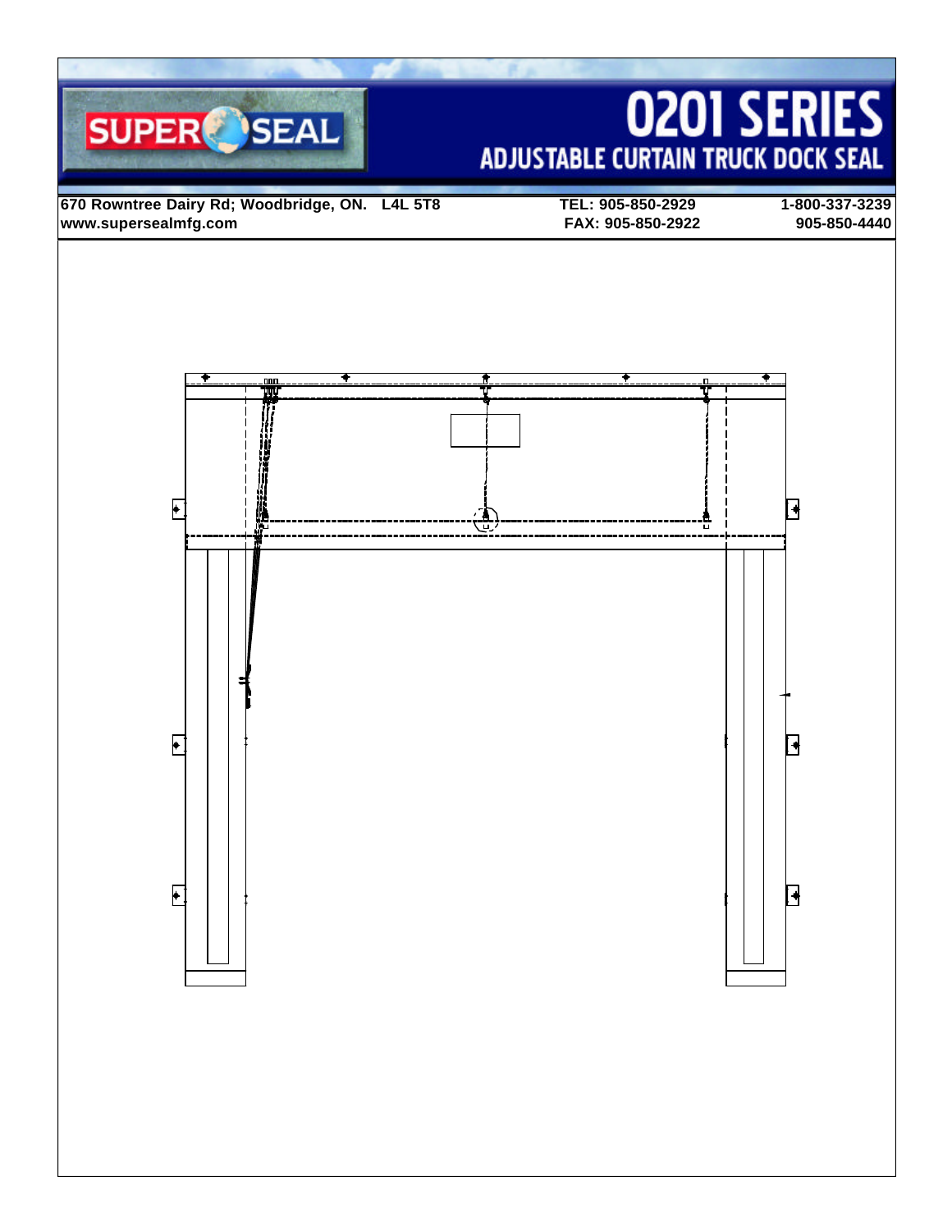# 0201 SERIES

## ADJUSTABLE CURTAIN TRUCK DOCK SEAL

SUPER SEAL

670 Rowntree Dairy Rd; Woodbridge, ON. L4L 5T8
www.supersealmfg.com

TEL: 905-850-2929
FAX: 905-850-2922

1-800-337-3239
905-850-4440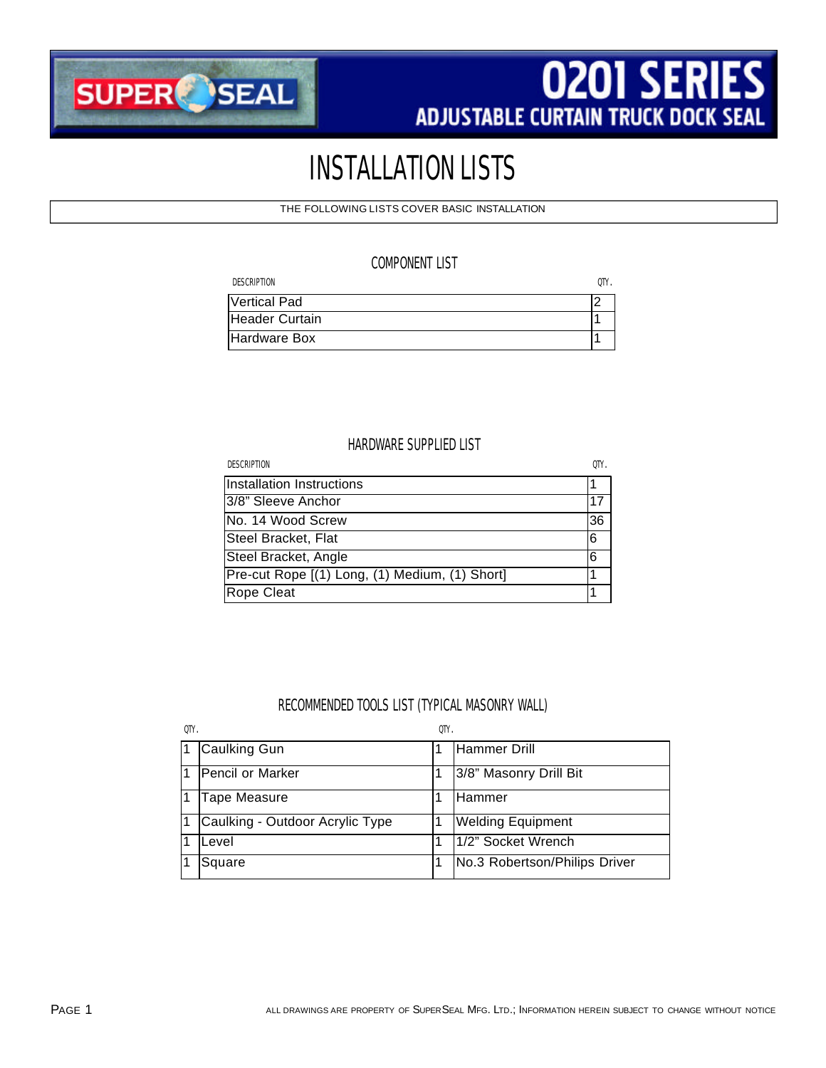SUPER SEAL

# 0201 SERIES
## ADJUSTABLE CURTAIN TRUCK DOCK SEAL

# INSTALLATION LISTS

THE FOLLOWING LISTS COVER BASIC INSTALLATION

### COMPONENT LIST

| DESCRIPTION | QTY. |
|---|---|
| Vertical Pad | 2 |
| Header Curtain | 1 |
| Hardware Box | 1 |

### HARDWARE SUPPLIED LIST

| DESCRIPTION | QTY. |
|---|---|
| Installation Instructions | 1 |
| 3/8" Sleeve Anchor | 17 |
| No. 14 Wood Screw | 36 |
| Steel Bracket, Flat | 6 |
| Steel Bracket, Angle | 6 |
| Pre-cut Rope [(1) Long, (1) Medium, (1) Short] | 1 |
| Rope Cleat | 1 |

### RECOMMENDED TOOLS LIST (TYPICAL MASONRY WALL)

| QTY. | | QTY. | |
|---|---|---|---|
| 1 | Caulking Gun | 1 | Hammer Drill |
| 1 | Pencil or Marker | 1 | 3/8" Masonry Drill Bit |
| 1 | Tape Measure | 1 | Hammer |
| 1 | Caulking - Outdoor Acrylic Type | 1 | Welding Equipment |
| 1 | Level | 1 | 1/2" Socket Wrench |
| 1 | Square | 1 | No.3 Robertson/Philips Driver |

ALL DRAWINGS ARE PROPERTY OF SUPERSEAL MFG. LTD.; INFORMATION HEREIN SUBJECT TO CHANGE WITHOUT NOTICE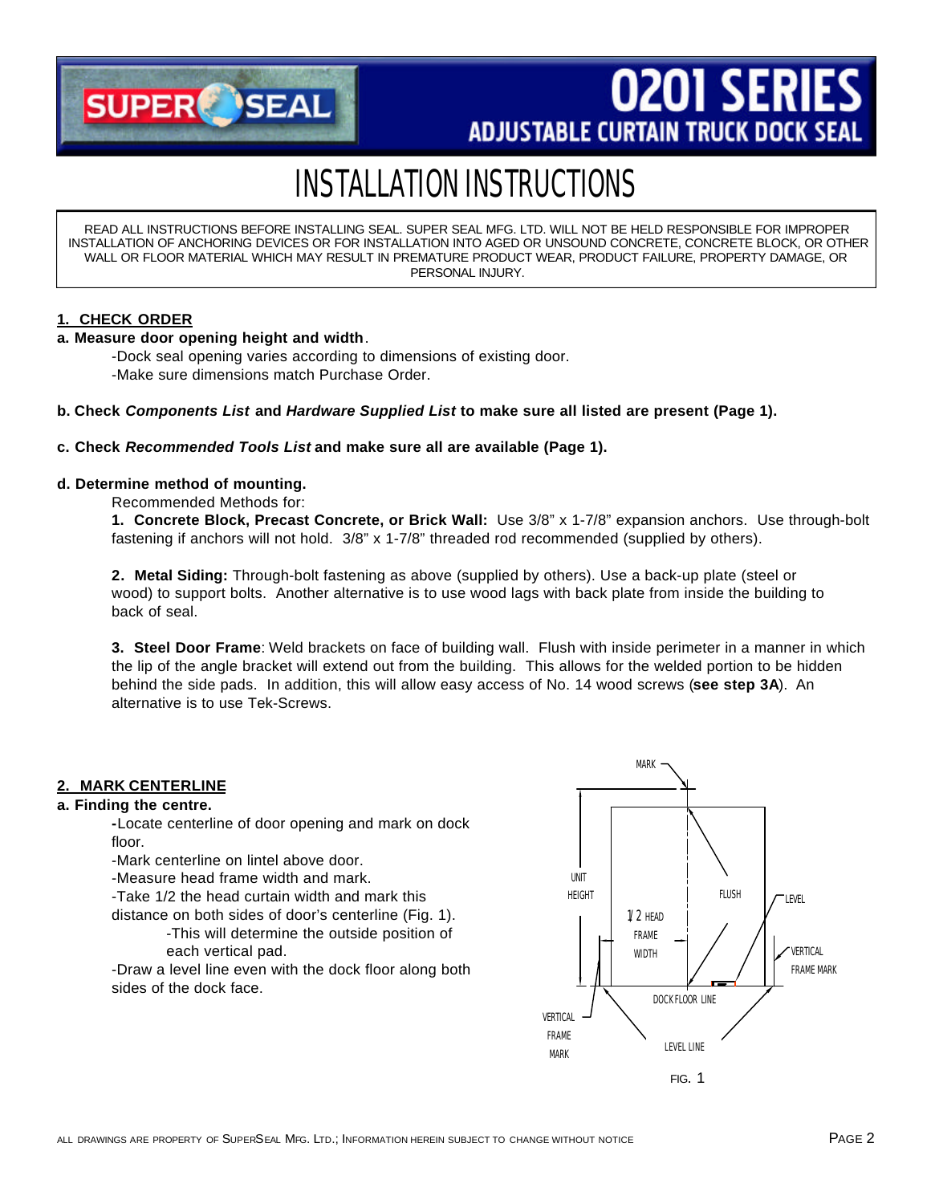# SUPER SEAL

# 0201 SERIES

## ADJUSTABLE CURTAIN TRUCK DOCK SEAL

# INSTALLATION INSTRUCTIONS

READ ALL INSTRUCTIONS BEFORE INSTALLING SEAL. SUPER SEAL MFG. LTD. WILL NOT BE HELD RESPONSIBLE FOR IMPROPER INSTALLATION OF ANCHORING DEVICES OR FOR INSTALLATION INTO AGED OR UNSOUND CONCRETE, CONCRETE BLOCK, OR OTHER WALL OR FLOOR MATERIAL WHICH MAY RESULT IN PREMATURE PRODUCT WEAR, PRODUCT FAILURE, PROPERTY DAMAGE, OR PERSONAL INJURY.

## 1. CHECK ORDER

**a. Measure door opening height and width**.

-Dock seal opening varies according to dimensions of existing door.
-Make sure dimensions match Purchase Order.

**b. Check *Components List* and *Hardware Supplied List* to make sure all listed are present (Page 1).**

**c. Check *Recommended Tools List* and make sure all are available (Page 1).**

**d. Determine method of mounting.**

Recommended Methods for:

**1. Concrete Block, Precast Concrete, or Brick Wall:** Use 3/8" x 1-7/8" expansion anchors. Use through-bolt fastening if anchors will not hold. 3/8" x 1-7/8" threaded rod recommended (supplied by others).

**2. Metal Siding:** Through-bolt fastening as above (supplied by others). Use a back-up plate (steel or wood) to support bolts. Another alternative is to use wood lags with back plate from inside the building to back of seal.

**3. Steel Door Frame**: Weld brackets on face of building wall. Flush with inside perimeter in a manner in which the lip of the angle bracket will extend out from the building. This allows for the welded portion to be hidden behind the side pads. In addition, this will allow easy access of No. 14 wood screws (**see step 3A**). An alternative is to use Tek-Screws.

## 2. MARK CENTERLINE

**a. Finding the centre.**

-Locate centerline of door opening and mark on dock floor.
-Mark centerline on lintel above door.
-Measure head frame width and mark.
-Take 1/2 the head curtain width and mark this distance on both sides of door's centerline (Fig. 1).
  -This will determine the outside position of each vertical pad.
-Draw a level line even with the dock floor along both sides of the dock face.

MARK, UNIT HEIGHT, FLUSH, LEVEL, 1/2 HEAD FRAME WIDTH, VERTICAL FRAME MARK, DOCK FLOOR LINE, VERTICAL FRAME MARK, LEVEL LINE

FIG. 1

ALL DRAWINGS ARE PROPERTY OF SUPERSEAL MFG. LTD.; INFORMATION HEREIN SUBJECT TO CHANGE WITHOUT NOTICE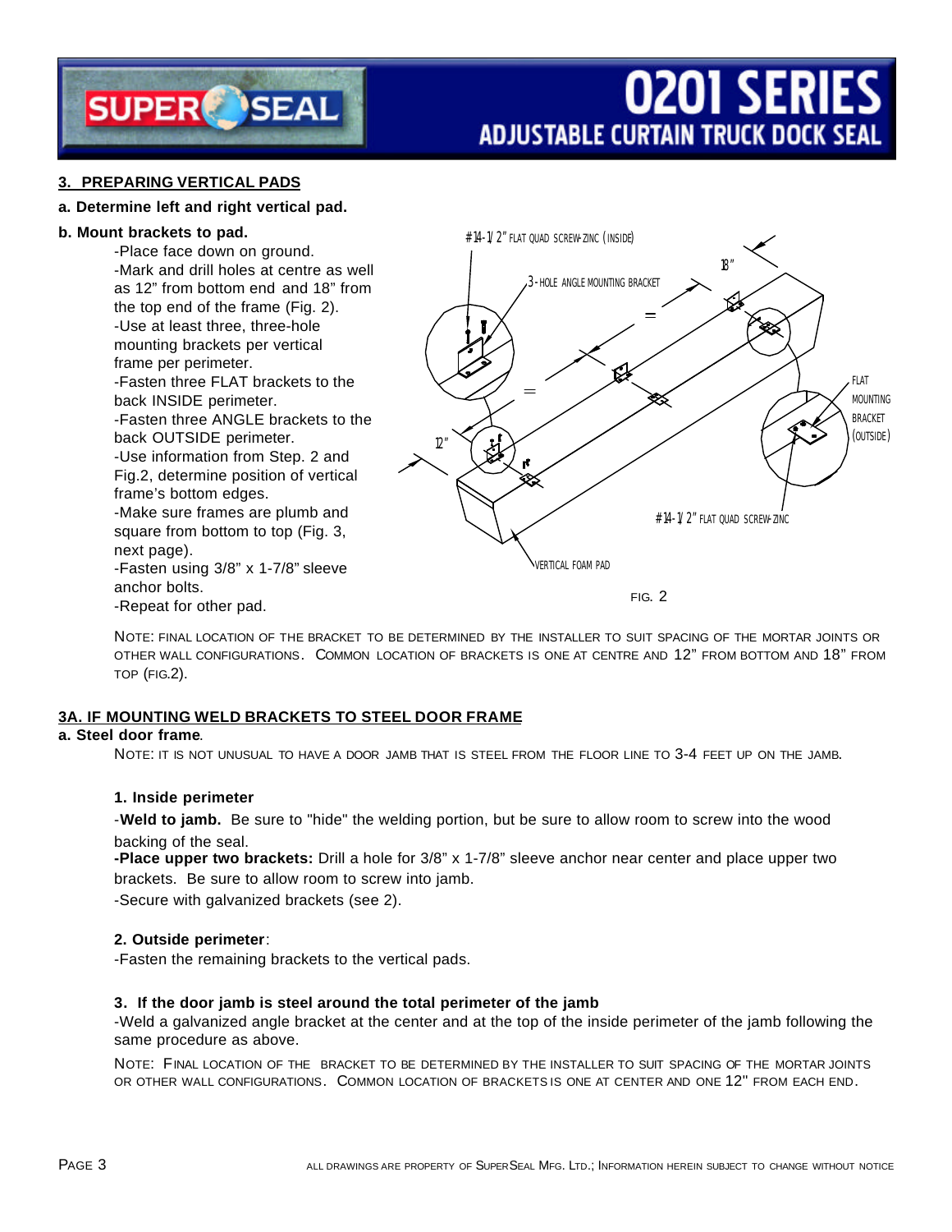## 3. PREPARING VERTICAL PADS

**a. Determine left and right vertical pad.**

**b. Mount brackets to pad.**

-Place face down on ground.
-Mark and drill holes at centre as well as 12" from bottom end and 18" from the top end of the frame (Fig. 2).
-Use at least three, three-hole mounting brackets per vertical frame per perimeter.
-Fasten three FLAT brackets to the back INSIDE perimeter.
-Fasten three ANGLE brackets to the back OUTSIDE perimeter.
-Use information from Step. 2 and Fig.2, determine position of vertical frame's bottom edges.
-Make sure frames are plumb and square from bottom to top (Fig. 3, next page).
-Fasten using 3/8" x 1-7/8" sleeve anchor bolts.
-Repeat for other pad.

#14-1/2" FLAT QUAD SCREW-ZINC (INSIDE)

3-HOLE ANGLE MOUNTING BRACKET

18"

=

=

12"

FLAT MOUNTING BRACKET (OUTSIDE)

#14-1/2" FLAT QUAD SCREW-ZINC

VERTICAL FOAM PAD

FIG. 2

NOTE: FINAL LOCATION OF THE BRACKET TO BE DETERMINED BY THE INSTALLER TO SUIT SPACING OF THE MORTAR JOINTS OR OTHER WALL CONFIGURATIONS. COMMON LOCATION OF BRACKETS IS ONE AT CENTRE AND 12" FROM BOTTOM AND 18" FROM TOP (FIG.2).

## 3A. IF MOUNTING WELD BRACKETS TO STEEL DOOR FRAME

**a. Steel door frame**.

NOTE: IT IS NOT UNUSUAL TO HAVE A DOOR JAMB THAT IS STEEL FROM THE FLOOR LINE TO 3-4 FEET UP ON THE JAMB.

**1. Inside perimeter**

-**Weld to jamb.** Be sure to "hide" the welding portion, but be sure to allow room to screw into the wood backing of the seal.
**-Place upper two brackets:** Drill a hole for 3/8" x 1-7/8" sleeve anchor near center and place upper two brackets. Be sure to allow room to screw into jamb.
-Secure with galvanized brackets (see 2).

**2. Outside perimeter**:

-Fasten the remaining brackets to the vertical pads.

**3. If the door jamb is steel around the total perimeter of the jamb**

-Weld a galvanized angle bracket at the center and at the top of the inside perimeter of the jamb following the same procedure as above.

NOTE: FINAL LOCATION OF THE BRACKET TO BE DETERMINED BY THE INSTALLER TO SUIT SPACING OF THE MORTAR JOINTS OR OTHER WALL CONFIGURATIONS. COMMON LOCATION OF BRACKETS IS ONE AT CENTER AND ONE 12" FROM EACH END.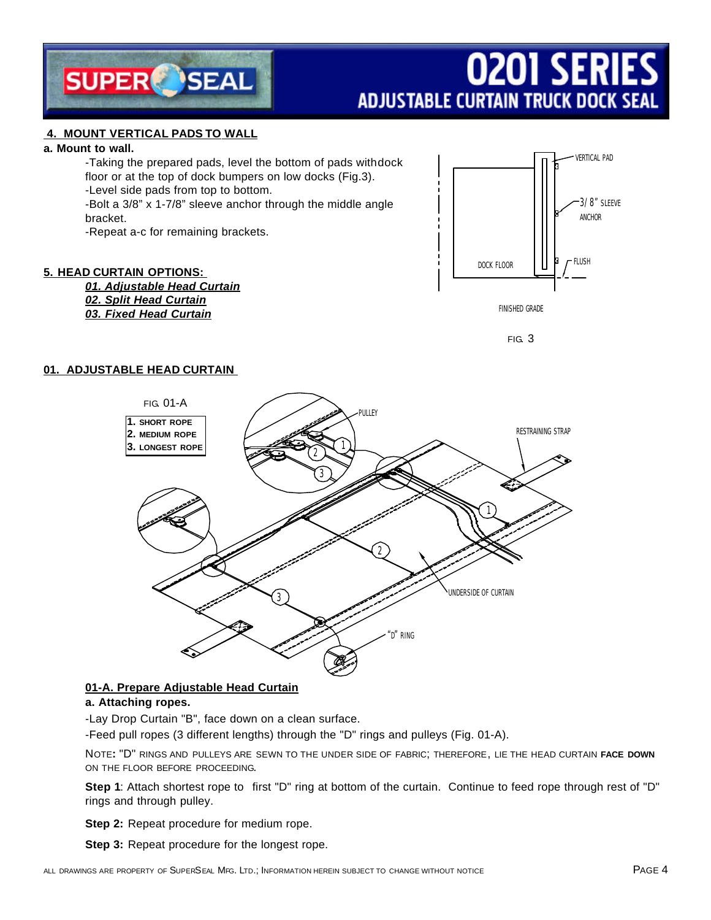## 4. MOUNT VERTICAL PADS TO WALL

**a. Mount to wall.**

-Taking the prepared pads, level the bottom of pads withdock floor or at the top of dock bumpers on low docks (Fig.3).
-Level side pads from top to bottom.
-Bolt a 3/8" x 1-7/8" sleeve anchor through the middle angle bracket.
-Repeat a-c for remaining brackets.

FIG. 3

## 5. HEAD CURTAIN OPTIONS:

***01. Adjustable Head Curtain***
***02. Split Head Curtain***
***03. Fixed Head Curtain***

## 01. ADJUSTABLE HEAD CURTAIN

FIG. 01-A

| |
|---|
| **1.** SHORT ROPE |
| **2.** MEDIUM ROPE |
| **3.** LONGEST ROPE |

### 01-A. Prepare Adjustable Head Curtain

**a. Attaching ropes.**

-Lay Drop Curtain "B", face down on a clean surface.

-Feed pull ropes (3 different lengths) through the "D" rings and pulleys (Fig. 01-A).

NOTE**:** "D" RINGS AND PULLEYS ARE SEWN TO THE UNDER SIDE OF FABRIC; THEREFORE, LIE THE HEAD CURTAIN **FACE DOWN** ON THE FLOOR BEFORE PROCEEDING.

**Step 1**: Attach shortest rope to first "D" ring at bottom of the curtain. Continue to feed rope through rest of "D" rings and through pulley.

**Step 2:** Repeat procedure for medium rope.

**Step 3:** Repeat procedure for the longest rope.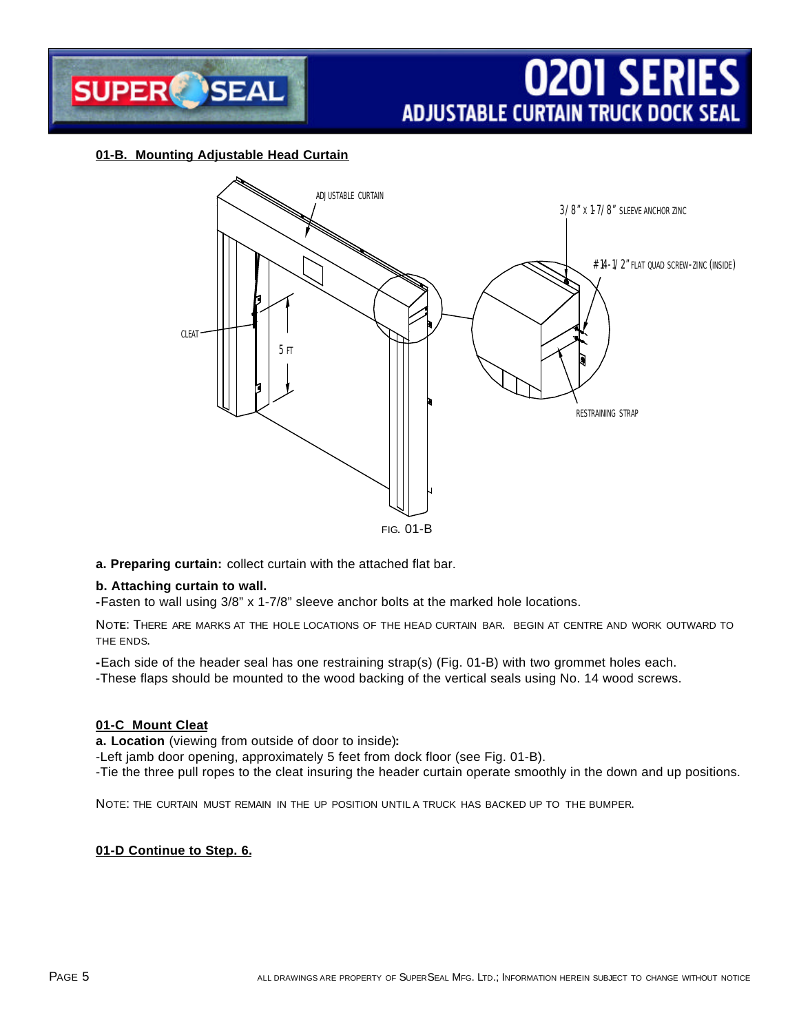## 01-B. Mounting Adjustable Head Curtain

FIG. 01-B

**a. Preparing curtain:** collect curtain with the attached flat bar.

**b. Attaching curtain to wall.**

**-**Fasten to wall using 3/8" x 1-7/8" sleeve anchor bolts at the marked hole locations.

NOTE: THERE ARE MARKS AT THE HOLE LOCATIONS OF THE HEAD CURTAIN BAR. BEGIN AT CENTRE AND WORK OUTWARD TO THE ENDS.

**-**Each side of the header seal has one restraining strap(s) (Fig. 01-B) with two grommet holes each.

-These flaps should be mounted to the wood backing of the vertical seals using No. 14 wood screws.

## 01-C Mount Cleat

**a. Location** (viewing from outside of door to inside)**:**

-Left jamb door opening, approximately 5 feet from dock floor (see Fig. 01-B).

-Tie the three pull ropes to the cleat insuring the header curtain operate smoothly in the down and up positions.

NOTE: THE CURTAIN MUST REMAIN IN THE UP POSITION UNTIL A TRUCK HAS BACKED UP TO THE BUMPER.

## 01-D Continue to Step. 6.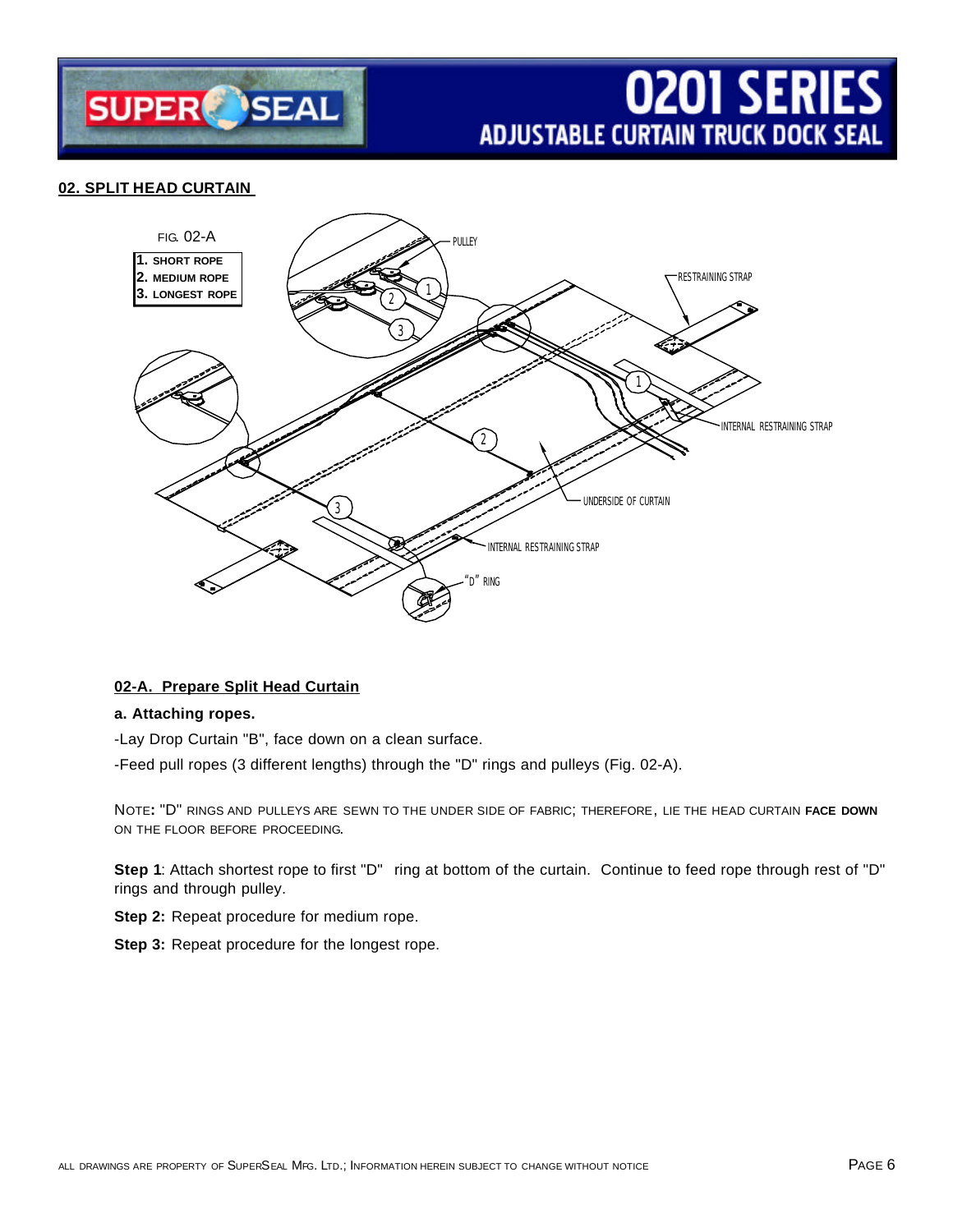## 02. SPLIT HEAD CURTAIN

FIG. 02-A

1. SHORT ROPE
2. MEDIUM ROPE
3. LONGEST ROPE

### 02-A. Prepare Split Head Curtain

**a. Attaching ropes.**

-Lay Drop Curtain "B", face down on a clean surface.

-Feed pull ropes (3 different lengths) through the "D" rings and pulleys (Fig. 02-A).

NOTE: "D" RINGS AND PULLEYS ARE SEWN TO THE UNDER SIDE OF FABRIC; THEREFORE, LIE THE HEAD CURTAIN **FACE DOWN** ON THE FLOOR BEFORE PROCEEDING.

**Step 1**: Attach shortest rope to first "D" ring at bottom of the curtain. Continue to feed rope through rest of "D" rings and through pulley.

**Step 2:** Repeat procedure for medium rope.

**Step 3:** Repeat procedure for the longest rope.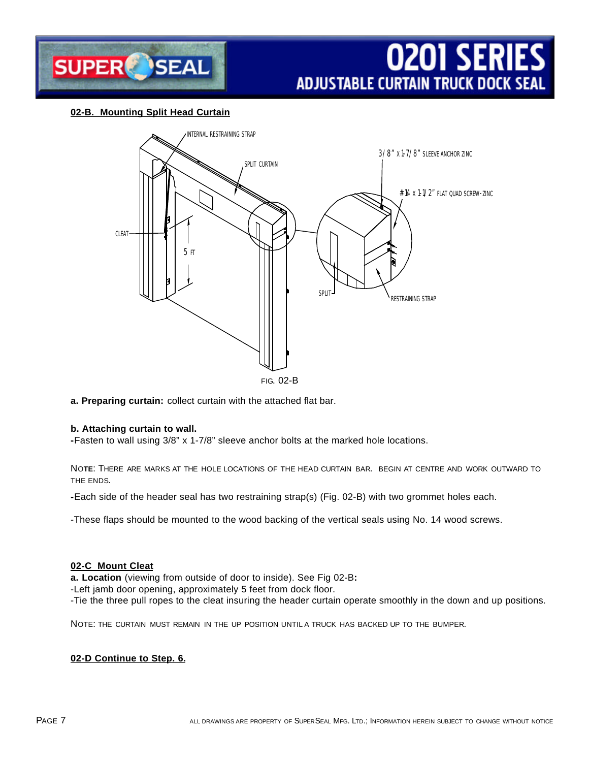## 02-B. Mounting Split Head Curtain

FIG. 02-B

**a. Preparing curtain:** collect curtain with the attached flat bar.

**b. Attaching curtain to wall.**

-Fasten to wall using 3/8" x 1-7/8" sleeve anchor bolts at the marked hole locations.

NOTE: THERE ARE MARKS AT THE HOLE LOCATIONS OF THE HEAD CURTAIN BAR. BEGIN AT CENTRE AND WORK OUTWARD TO THE ENDS.

-Each side of the header seal has two restraining strap(s) (Fig. 02-B) with two grommet holes each.

-These flaps should be mounted to the wood backing of the vertical seals using No. 14 wood screws.

## 02-C Mount Cleat

**a. Location** (viewing from outside of door to inside). See Fig 02-B**:**

-Left jamb door opening, approximately 5 feet from dock floor.

-Tie the three pull ropes to the cleat insuring the header curtain operate smoothly in the down and up positions.

NOTE: THE CURTAIN MUST REMAIN IN THE UP POSITION UNTIL A TRUCK HAS BACKED UP TO THE BUMPER.

## 02-D Continue to Step. 6.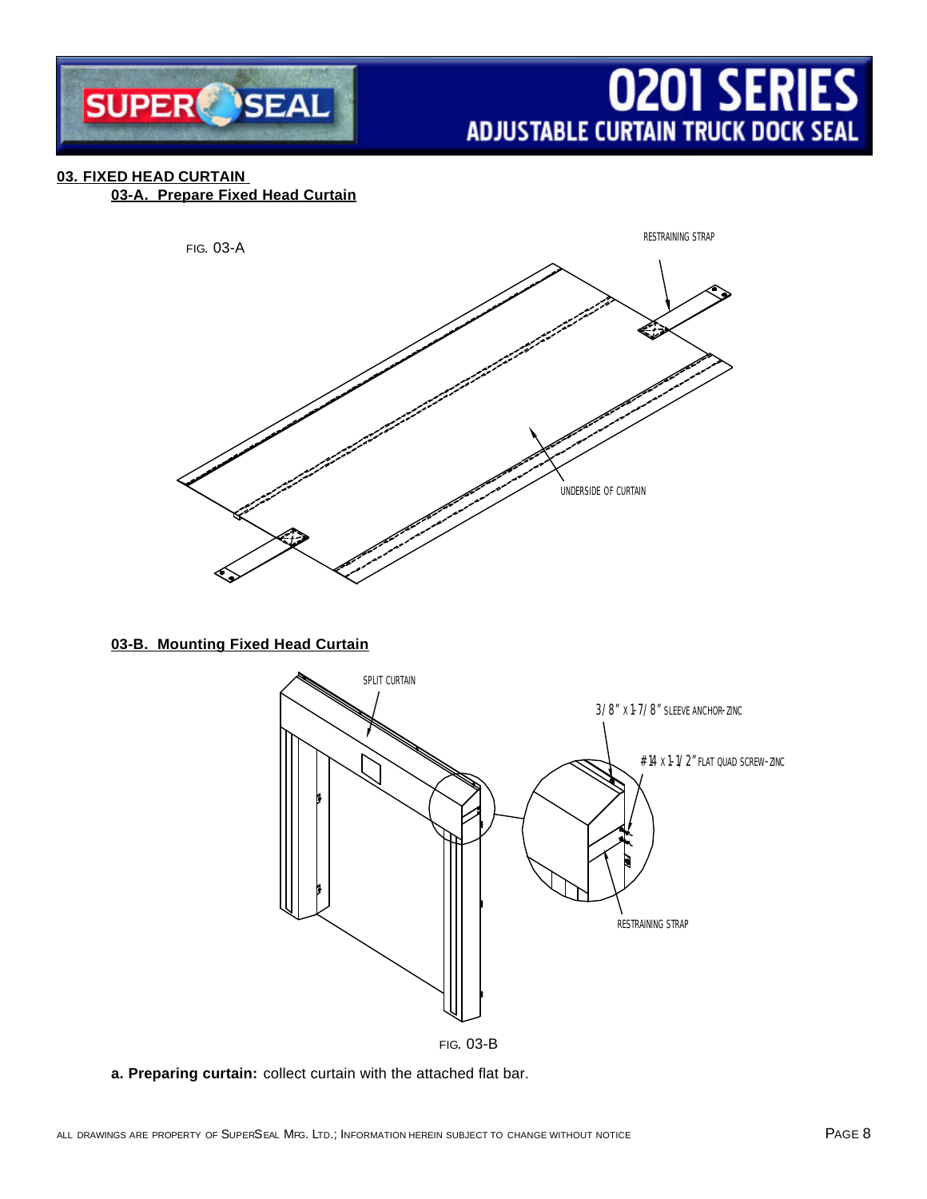## 03. FIXED HEAD CURTAIN

### 03-A. Prepare Fixed Head Curtain

FIG. 03-A

RESTRAINING STRAP

UNDERSIDE OF CURTAIN

### 03-B. Mounting Fixed Head Curtain

SPLIT CURTAIN

3/8" x 1-7/8" SLEEVE ANCHOR-ZINC

#14 x 1-1/2" FLAT QUAD SCREW-ZINC

RESTRAINING STRAP

FIG. 03-B

**a. Preparing curtain:** collect curtain with the attached flat bar.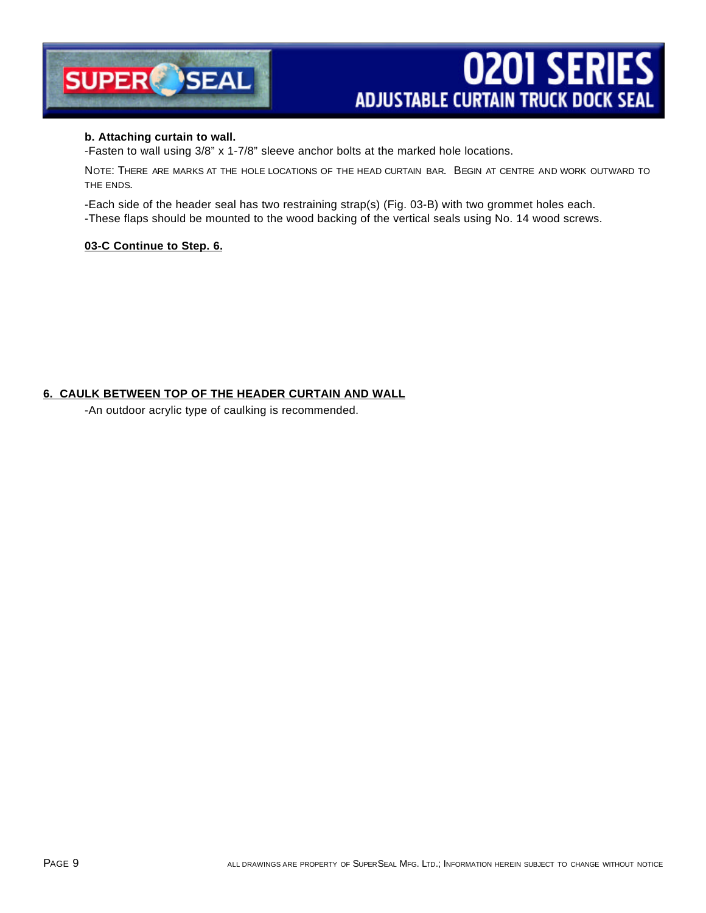**b. Attaching curtain to wall.**

-Fasten to wall using 3/8" x 1-7/8" sleeve anchor bolts at the marked hole locations.

NOTE: THERE ARE MARKS AT THE HOLE LOCATIONS OF THE HEAD CURTAIN BAR. BEGIN AT CENTRE AND WORK OUTWARD TO THE ENDS.

-Each side of the header seal has two restraining strap(s) (Fig. 03-B) with two grommet holes each.
-These flaps should be mounted to the wood backing of the vertical seals using No. 14 wood screws.

**03-C Continue to Step. 6.**

## 6. CAULK BETWEEN TOP OF THE HEADER CURTAIN AND WALL

-An outdoor acrylic type of caulking is recommended.

ALL DRAWINGS ARE PROPERTY OF SUPERSEAL MFG. LTD.; INFORMATION HEREIN SUBJECT TO CHANGE WITHOUT NOTICE